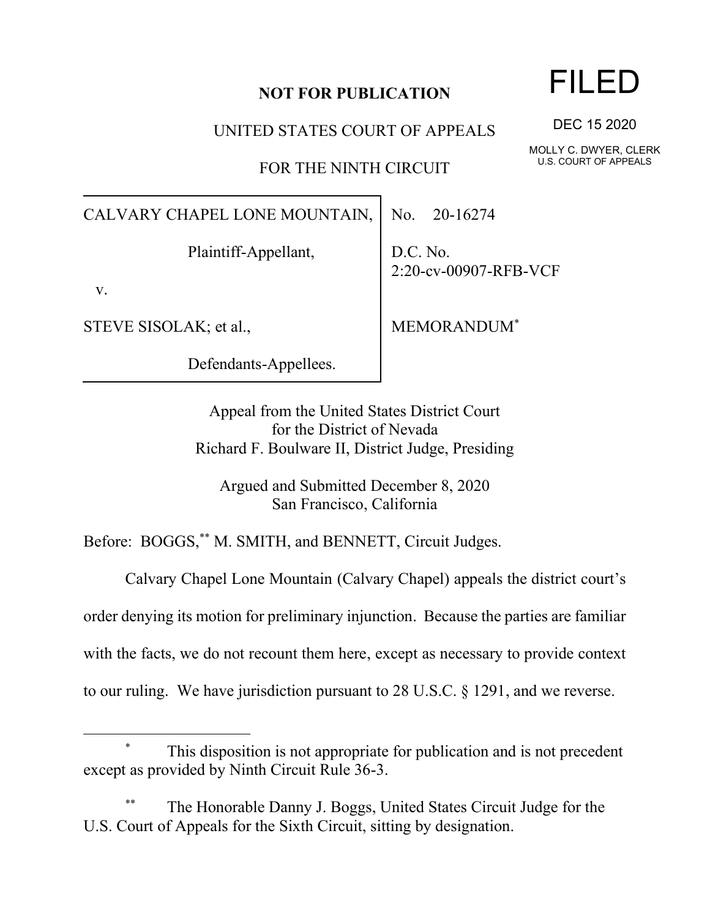**NOT FOR PUBLICATION**

# FILED

DEC 15 2020

MOLLY C. DWYER, CLERK
U.S. COURT OF APPEALS

UNITED STATES COURT OF APPEALS

FOR THE NINTH CIRCUIT

| | |
|---|---|
| CALVARY CHAPEL LONE MOUNTAIN,<br><br>Plaintiff-Appellant,<br><br>v.<br><br>STEVE SISOLAK; et al.,<br><br>Defendants-Appellees. | No. 20-16274<br><br>D.C. No.<br>2:20-cv-00907-RFB-VCF<br><br>MEMORANDUM* |

Appeal from the United States District Court
for the District of Nevada
Richard F. Boulware II, District Judge, Presiding

Argued and Submitted December 8, 2020
San Francisco, California

Before: BOGGS,** M. SMITH, and BENNETT, Circuit Judges.

Calvary Chapel Lone Mountain (Calvary Chapel) appeals the district court's order denying its motion for preliminary injunction. Because the parties are familiar with the facts, we do not recount them here, except as necessary to provide context to our ruling. We have jurisdiction pursuant to 28 U.S.C. § 1291, and we reverse.

---

\* This disposition is not appropriate for publication and is not precedent except as provided by Ninth Circuit Rule 36-3.

\*\* The Honorable Danny J. Boggs, United States Circuit Judge for the U.S. Court of Appeals for the Sixth Circuit, sitting by designation.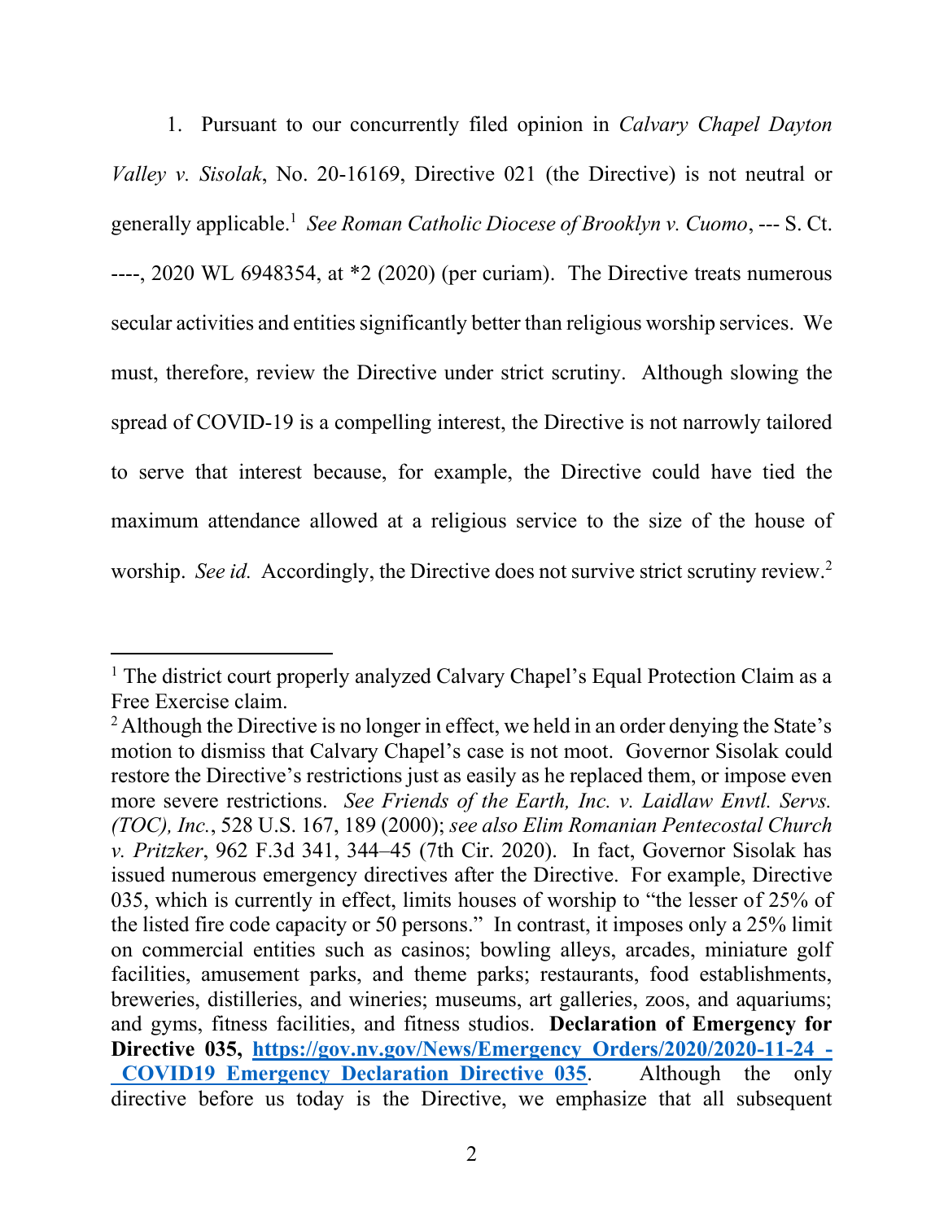1. Pursuant to our concurrently filed opinion in *Calvary Chapel Dayton Valley v. Sisolak*, No. 20-16169, Directive 021 (the Directive) is not neutral or generally applicable.[1] *See Roman Catholic Diocese of Brooklyn v. Cuomo*, --- S. Ct. ----, 2020 WL 6948354, at *2 (2020) (per curiam). The Directive treats numerous secular activities and entities significantly better than religious worship services. We must, therefore, review the Directive under strict scrutiny. Although slowing the spread of COVID-19 is a compelling interest, the Directive is not narrowly tailored to serve that interest because, for example, the Directive could have tied the maximum attendance allowed at a religious service to the size of the house of worship. *See id.* Accordingly, the Directive does not survive strict scrutiny review.[2]

---

[1] The district court properly analyzed Calvary Chapel's Equal Protection Claim as a Free Exercise claim.

[2] Although the Directive is no longer in effect, we held in an order denying the State's motion to dismiss that Calvary Chapel's case is not moot. Governor Sisolak could restore the Directive's restrictions just as easily as he replaced them, or impose even more severe restrictions. *See Friends of the Earth, Inc. v. Laidlaw Envtl. Servs. (TOC), Inc.*, 528 U.S. 167, 189 (2000); *see also Elim Romanian Pentecostal Church v. Pritzker*, 962 F.3d 341, 344–45 (7th Cir. 2020). In fact, Governor Sisolak has issued numerous emergency directives after the Directive. For example, Directive 035, which is currently in effect, limits houses of worship to "the lesser of 25% of the listed fire code capacity or 50 persons." In contrast, it imposes only a 25% limit on commercial entities such as casinos; bowling alleys, arcades, miniature golf facilities, amusement parks, and theme parks; restaurants, food establishments, breweries, distilleries, and wineries; museums, art galleries, zoos, and aquariums; and gyms, fitness facilities, and fitness studios. **Declaration of Emergency for Directive 035, [https://gov.nv.gov/News/Emergency_Orders/2020/2020-11-24_-_COVID19_Emergency_Declaration_Directive_035](https://gov.nv.gov/News/Emergency_Orders/2020/2020-11-24_-_COVID19_Emergency_Declaration_Directive_035)**. Although the only directive before us today is the Directive, we emphasize that all subsequent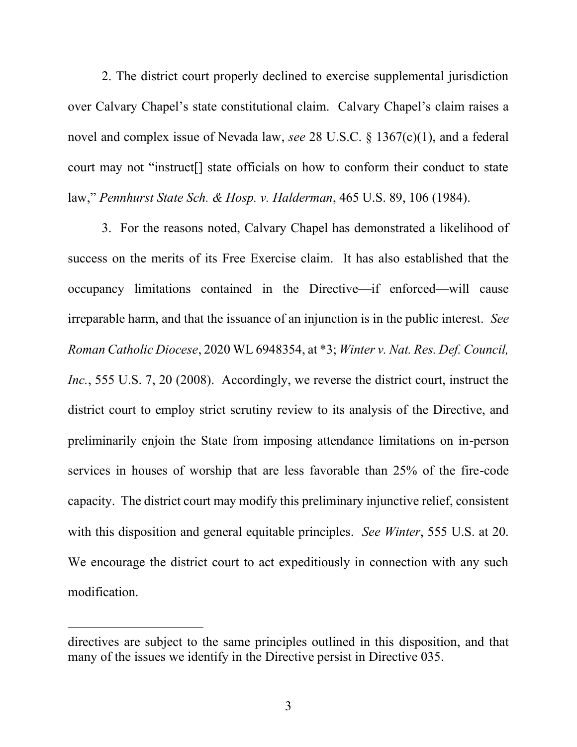2. The district court properly declined to exercise supplemental jurisdiction over Calvary Chapel's state constitutional claim. Calvary Chapel's claim raises a novel and complex issue of Nevada law, *see* 28 U.S.C. § 1367(c)(1), and a federal court may not "instruct[] state officials on how to conform their conduct to state law," *Pennhurst State Sch. & Hosp. v. Halderman*, 465 U.S. 89, 106 (1984).

3. For the reasons noted, Calvary Chapel has demonstrated a likelihood of success on the merits of its Free Exercise claim. It has also established that the occupancy limitations contained in the Directive—if enforced—will cause irreparable harm, and that the issuance of an injunction is in the public interest. *See Roman Catholic Diocese*, 2020 WL 6948354, at *3; *Winter v. Nat. Res. Def. Council, Inc.*, 555 U.S. 7, 20 (2008). Accordingly, we reverse the district court, instruct the district court to employ strict scrutiny review to its analysis of the Directive, and preliminarily enjoin the State from imposing attendance limitations on in-person services in houses of worship that are less favorable than 25% of the fire-code capacity. The district court may modify this preliminary injunctive relief, consistent with this disposition and general equitable principles. *See Winter*, 555 U.S. at 20. We encourage the district court to act expeditiously in connection with any such modification.

---

directives are subject to the same principles outlined in this disposition, and that many of the issues we identify in the Directive persist in Directive 035.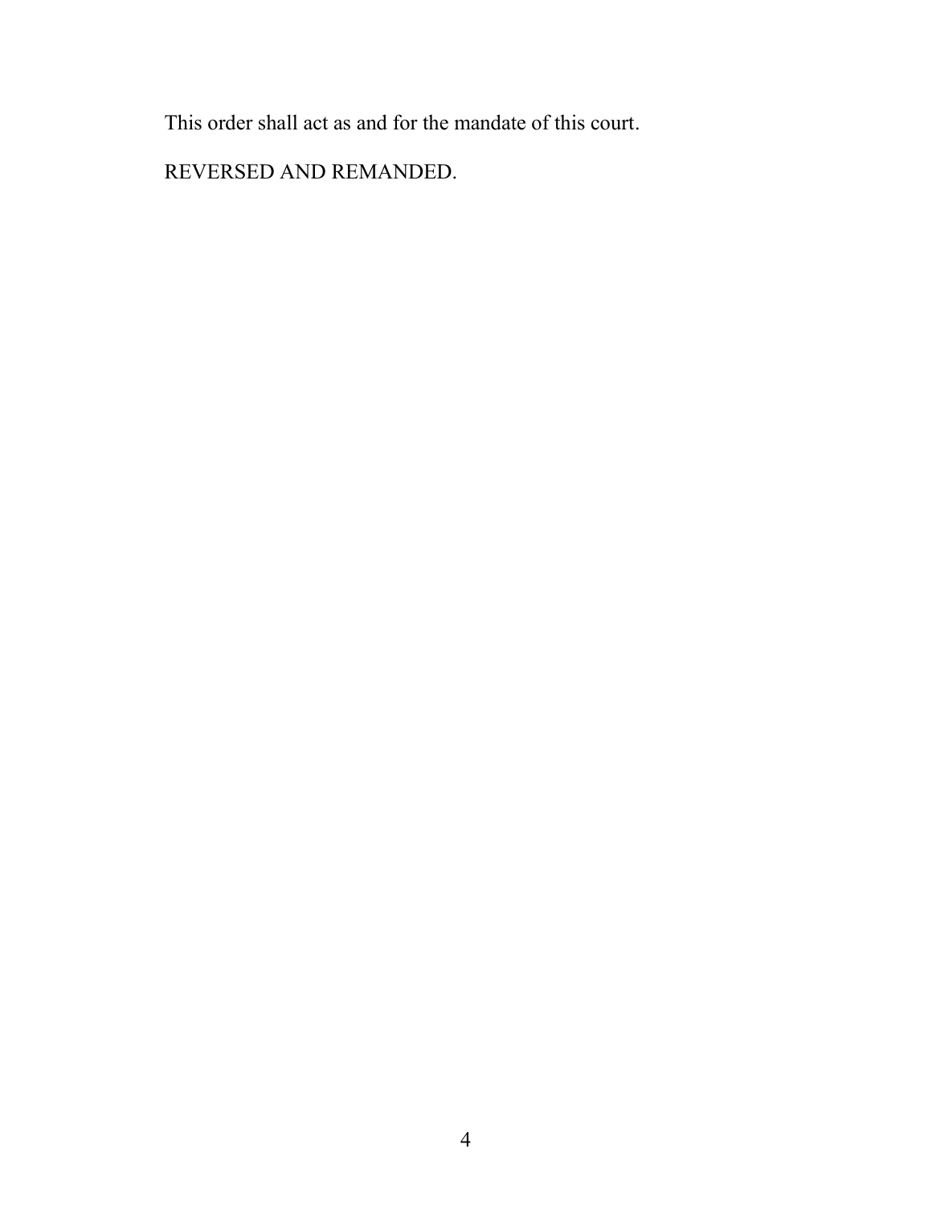This order shall act as and for the mandate of this court.

REVERSED AND REMANDED.